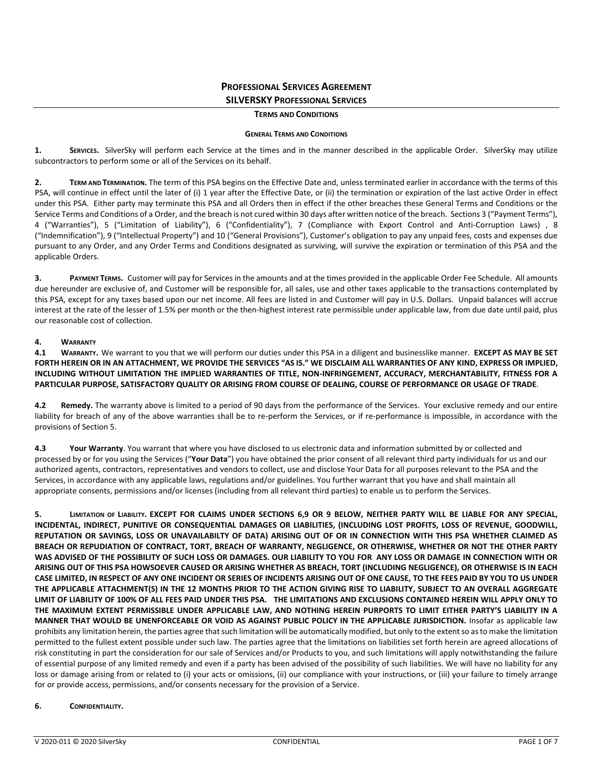# PROFESSIONAL SERVICES AGREEMENT

## SILVERSKY PROFESSIONAL SERVICES

### TERMS AND CONDITIONS

#### GENERAL TERMS AND CONDITIONS

**1. SERVICES.** SilverSky will perform each Service at the times and in the manner described in the applicable Order. SilverSky may utilize subcontractors to perform some or all of the Services on its behalf.

**2. TERM AND TERMINATION.** The term of this PSA begins on the Effective Date and, unless terminated earlier in accordance with the terms of this PSA, will continue in effect until the later of (i) 1 year after the Effective Date, or (ii) the termination or expiration of the last active Order in effect under this PSA. Either party may terminate this PSA and all Orders then in effect if the other breaches these General Terms and Conditions or the Service Terms and Conditions of a Order, and the breach is not cured within 30 days after written notice of the breach. Sections 3 ("Payment Terms"), 4 ("Warranties"), 5 ("Limitation of Liability"), 6 ("Confidentiality"), 7 (Compliance with Export Control and Anti-Corruption Laws) , 8 ("Indemnification"), 9 ("Intellectual Property") and 10 ("General Provisions"), Customer's obligation to pay any unpaid fees, costs and expenses due pursuant to any Order, and any Order Terms and Conditions designated as surviving, will survive the expiration or termination of this PSA and the applicable Orders.

**3. PAYMENT TERMS.** Customer will pay for Services in the amounts and at the times provided in the applicable Order Fee Schedule. All amounts due hereunder are exclusive of, and Customer will be responsible for, all sales, use and other taxes applicable to the transactions contemplated by this PSA, except for any taxes based upon our net income. All fees are listed in and Customer will pay in U.S. Dollars. Unpaid balances will accrue interest at the rate of the lesser of 1.5% per month or the then-highest interest rate permissible under applicable law, from due date until paid, plus our reasonable cost of collection.

**4. WARRANTY**

**4.1 WARRANTY.** We warrant to you that we will perform our duties under this PSA in a diligent and businesslike manner. **EXCEPT AS MAY BE SET FORTH HEREIN OR IN AN ATTACHMENT, WE PROVIDE THE SERVICES "AS IS." WE DISCLAIM ALL WARRANTIES OF ANY KIND, EXPRESS OR IMPLIED, INCLUDING WITHOUT LIMITATION THE IMPLIED WARRANTIES OF TITLE, NON-INFRINGEMENT, ACCURACY, MERCHANTABILITY, FITNESS FOR A PARTICULAR PURPOSE, SATISFACTORY QUALITY OR ARISING FROM COURSE OF DEALING, COURSE OF PERFORMANCE OR USAGE OF TRADE**.

**4.2 Remedy.** The warranty above is limited to a period of 90 days from the performance of the Services. Your exclusive remedy and our entire liability for breach of any of the above warranties shall be to re-perform the Services, or if re-performance is impossible, in accordance with the provisions of Section 5.

**4.3 Your Warranty**. You warrant that where you have disclosed to us electronic data and information submitted by or collected and processed by or for you using the Services ("**Your Data**") you have obtained the prior consent of all relevant third party individuals for us and our authorized agents, contractors, representatives and vendors to collect, use and disclose Your Data for all purposes relevant to the PSA and the Services, in accordance with any applicable laws, regulations and/or guidelines. You further warrant that you have and shall maintain all appropriate consents, permissions and/or licenses (including from all relevant third parties) to enable us to perform the Services.

**5. LIMITATION OF LIABILITY. EXCEPT FOR CLAIMS UNDER SECTIONS 6,9 OR 9 BELOW, NEITHER PARTY WILL BE LIABLE FOR ANY SPECIAL, INCIDENTAL, INDIRECT, PUNITIVE OR CONSEQUENTIAL DAMAGES OR LIABILITIES, (INCLUDING LOST PROFITS, LOSS OF REVENUE, GOODWILL, REPUTATION OR SAVINGS, LOSS OR UNAVAILABILTY OF DATA) ARISING OUT OF OR IN CONNECTION WITH THIS PSA WHETHER CLAIMED AS BREACH OR REPUDIATION OF CONTRACT, TORT, BREACH OF WARRANTY, NEGLIGENCE, OR OTHERWISE, WHETHER OR NOT THE OTHER PARTY WAS ADVISED OF THE POSSIBILITY OF SUCH LOSS OR DAMAGES. OUR LIABILITY TO YOU FOR ANY LOSS OR DAMAGE IN CONNECTION WITH OR ARISING OUT OF THIS PSA HOWSOEVER CAUSED OR ARISING WHETHER AS BREACH, TORT (INCLUDING NEGLIGENCE), OR OTHERWISE IS IN EACH CASE LIMITED, IN RESPECT OF ANY ONE INCIDENT OR SERIES OF INCIDENTS ARISING OUT OF ONE CAUSE, TO THE FEES PAID BY YOU TO US UNDER THE APPLICABLE ATTACHMENT(S) IN THE 12 MONTHS PRIOR TO THE ACTION GIVING RISE TO LIABILITY, SUBJECT TO AN OVERALL AGGREGATE LIMIT OF LIABILITY OF 100% OF ALL FEES PAID UNDER THIS PSA. THE LIMITATIONS AND EXCLUSIONS CONTAINED HEREIN WILL APPLY ONLY TO THE MAXIMUM EXTENT PERMISSIBLE UNDER APPLICABLE LAW, AND NOTHING HEREIN PURPORTS TO LIMIT EITHER PARTY'S LIABILITY IN A MANNER THAT WOULD BE UNENFORCEABLE OR VOID AS AGAINST PUBLIC POLICY IN THE APPLICABLE JURISDICTION.** Insofar as applicable law prohibits any limitation herein, the parties agree that such limitation will be automatically modified, but only to the extent so as to make the limitation permitted to the fullest extent possible under such law. The parties agree that the limitations on liabilities set forth herein are agreed allocations of risk constituting in part the consideration for our sale of Services and/or Products to you, and such limitations will apply notwithstanding the failure of essential purpose of any limited remedy and even if a party has been advised of the possibility of such liabilities. We will have no liability for any loss or damage arising from or related to (i) your acts or omissions, (ii) our compliance with your instructions, or (iii) your failure to timely arrange for or provide access, permissions, and/or consents necessary for the provision of a Service.

**6. CONFIDENTIALITY.**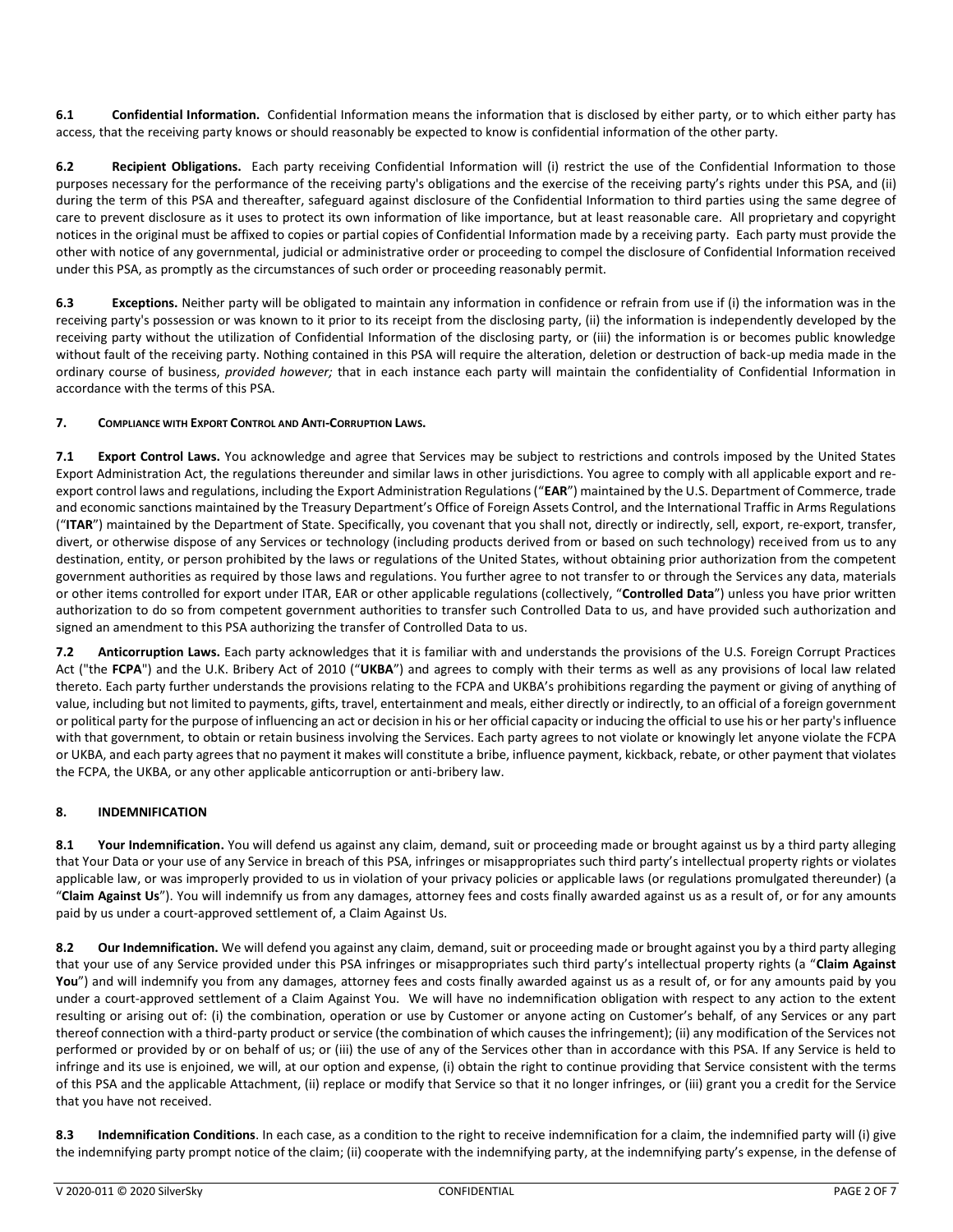**6.1 Confidential Information.** Confidential Information means the information that is disclosed by either party, or to which either party has access, that the receiving party knows or should reasonably be expected to know is confidential information of the other party.

**6.2 Recipient Obligations.** Each party receiving Confidential Information will (i) restrict the use of the Confidential Information to those purposes necessary for the performance of the receiving party's obligations and the exercise of the receiving party's rights under this PSA, and (ii) during the term of this PSA and thereafter, safeguard against disclosure of the Confidential Information to third parties using the same degree of care to prevent disclosure as it uses to protect its own information of like importance, but at least reasonable care. All proprietary and copyright notices in the original must be affixed to copies or partial copies of Confidential Information made by a receiving party. Each party must provide the other with notice of any governmental, judicial or administrative order or proceeding to compel the disclosure of Confidential Information received under this PSA, as promptly as the circumstances of such order or proceeding reasonably permit.

**6.3 Exceptions.** Neither party will be obligated to maintain any information in confidence or refrain from use if (i) the information was in the receiving party's possession or was known to it prior to its receipt from the disclosing party, (ii) the information is independently developed by the receiving party without the utilization of Confidential Information of the disclosing party, or (iii) the information is or becomes public knowledge without fault of the receiving party. Nothing contained in this PSA will require the alteration, deletion or destruction of back-up media made in the ordinary course of business, *provided however;* that in each instance each party will maintain the confidentiality of Confidential Information in accordance with the terms of this PSA.

## 7. COMPLIANCE WITH EXPORT CONTROL AND ANTI-CORRUPTION LAWS.

**7.1 Export Control Laws.** You acknowledge and agree that Services may be subject to restrictions and controls imposed by the United States Export Administration Act, the regulations thereunder and similar laws in other jurisdictions. You agree to comply with all applicable export and re-export control laws and regulations, including the Export Administration Regulations ("**EAR**") maintained by the U.S. Department of Commerce, trade and economic sanctions maintained by the Treasury Department's Office of Foreign Assets Control, and the International Traffic in Arms Regulations ("**ITAR**") maintained by the Department of State. Specifically, you covenant that you shall not, directly or indirectly, sell, export, re-export, transfer, divert, or otherwise dispose of any Services or technology (including products derived from or based on such technology) received from us to any destination, entity, or person prohibited by the laws or regulations of the United States, without obtaining prior authorization from the competent government authorities as required by those laws and regulations. You further agree to not transfer to or through the Services any data, materials or other items controlled for export under ITAR, EAR or other applicable regulations (collectively, "**Controlled Data**") unless you have prior written authorization to do so from competent government authorities to transfer such Controlled Data to us, and have provided such authorization and signed an amendment to this PSA authorizing the transfer of Controlled Data to us.

**7.2 Anticorruption Laws.** Each party acknowledges that it is familiar with and understands the provisions of the U.S. Foreign Corrupt Practices Act ("the **FCPA**") and the U.K. Bribery Act of 2010 ("**UKBA**") and agrees to comply with their terms as well as any provisions of local law related thereto. Each party further understands the provisions relating to the FCPA and UKBA's prohibitions regarding the payment or giving of anything of value, including but not limited to payments, gifts, travel, entertainment and meals, either directly or indirectly, to an official of a foreign government or political party for the purpose of influencing an act or decision in his or her official capacity or inducing the official to use his or her party's influence with that government, to obtain or retain business involving the Services. Each party agrees to not violate or knowingly let anyone violate the FCPA or UKBA, and each party agrees that no payment it makes will constitute a bribe, influence payment, kickback, rebate, or other payment that violates the FCPA, the UKBA, or any other applicable anticorruption or anti-bribery law.

## 8. INDEMNIFICATION

**8.1 Your Indemnification.** You will defend us against any claim, demand, suit or proceeding made or brought against us by a third party alleging that Your Data or your use of any Service in breach of this PSA, infringes or misappropriates such third party's intellectual property rights or violates applicable law, or was improperly provided to us in violation of your privacy policies or applicable laws (or regulations promulgated thereunder) (a "**Claim Against Us**"). You will indemnify us from any damages, attorney fees and costs finally awarded against us as a result of, or for any amounts paid by us under a court-approved settlement of, a Claim Against Us.

**8.2 Our Indemnification.** We will defend you against any claim, demand, suit or proceeding made or brought against you by a third party alleging that your use of any Service provided under this PSA infringes or misappropriates such third party's intellectual property rights (a "**Claim Against You**") and will indemnify you from any damages, attorney fees and costs finally awarded against us as a result of, or for any amounts paid by you under a court-approved settlement of a Claim Against You. We will have no indemnification obligation with respect to any action to the extent resulting or arising out of: (i) the combination, operation or use by Customer or anyone acting on Customer's behalf, of any Services or any part thereof connection with a third-party product or service (the combination of which causes the infringement); (ii) any modification of the Services not performed or provided by or on behalf of us; or (iii) the use of any of the Services other than in accordance with this PSA. If any Service is held to infringe and its use is enjoined, we will, at our option and expense, (i) obtain the right to continue providing that Service consistent with the terms of this PSA and the applicable Attachment, (ii) replace or modify that Service so that it no longer infringes, or (iii) grant you a credit for the Service that you have not received.

**8.3 Indemnification Conditions**. In each case, as a condition to the right to receive indemnification for a claim, the indemnified party will (i) give the indemnifying party prompt notice of the claim; (ii) cooperate with the indemnifying party, at the indemnifying party's expense, in the defense of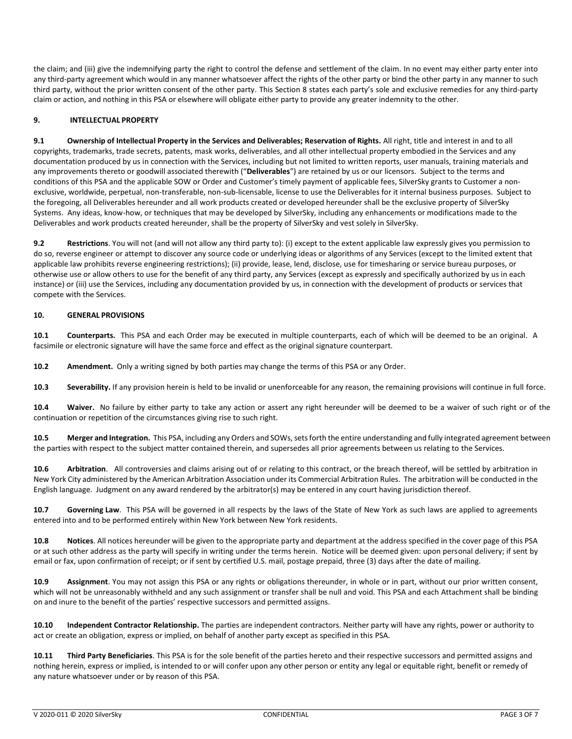the claim; and (iii) give the indemnifying party the right to control the defense and settlement of the claim. In no event may either party enter into any third-party agreement which would in any manner whatsoever affect the rights of the other party or bind the other party in any manner to such third party, without the prior written consent of the other party. This Section 8 states each party's sole and exclusive remedies for any third-party claim or action, and nothing in this PSA or elsewhere will obligate either party to provide any greater indemnity to the other.

## 9. INTELLECTUAL PROPERTY

**9.1 Ownership of Intellectual Property in the Services and Deliverables; Reservation of Rights.** All right, title and interest in and to all copyrights, trademarks, trade secrets, patents, mask works, deliverables, and all other intellectual property embodied in the Services and any documentation produced by us in connection with the Services, including but not limited to written reports, user manuals, training materials and any improvements thereto or goodwill associated therewith ("**Deliverables**") are retained by us or our licensors. Subject to the terms and conditions of this PSA and the applicable SOW or Order and Customer's timely payment of applicable fees, SilverSky grants to Customer a non-exclusive, worldwide, perpetual, non-transferable, non-sub-licensable, license to use the Deliverables for it internal business purposes. Subject to the foregoing, all Deliverables hereunder and all work products created or developed hereunder shall be the exclusive property of SilverSky Systems. Any ideas, know-how, or techniques that may be developed by SilverSky, including any enhancements or modifications made to the Deliverables and work products created hereunder, shall be the property of SilverSky and vest solely in SilverSky.

**9.2 Restrictions**. You will not (and will not allow any third party to): (i) except to the extent applicable law expressly gives you permission to do so, reverse engineer or attempt to discover any source code or underlying ideas or algorithms of any Services (except to the limited extent that applicable law prohibits reverse engineering restrictions); (ii) provide, lease, lend, disclose, use for timesharing or service bureau purposes, or otherwise use or allow others to use for the benefit of any third party, any Services (except as expressly and specifically authorized by us in each instance) or (iii) use the Services, including any documentation provided by us, in connection with the development of products or services that compete with the Services.

## 10. GENERAL PROVISIONS

**10.1 Counterparts.** This PSA and each Order may be executed in multiple counterparts, each of which will be deemed to be an original. A facsimile or electronic signature will have the same force and effect as the original signature counterpart.

**10.2 Amendment.** Only a writing signed by both parties may change the terms of this PSA or any Order.

**10.3 Severability.** If any provision herein is held to be invalid or unenforceable for any reason, the remaining provisions will continue in full force.

**10.4 Waiver.** No failure by either party to take any action or assert any right hereunder will be deemed to be a waiver of such right or of the continuation or repetition of the circumstances giving rise to such right.

**10.5 Merger and Integration.** This PSA, including any Orders and SOWs, sets forth the entire understanding and fully integrated agreement between the parties with respect to the subject matter contained therein, and supersedes all prior agreements between us relating to the Services.

**10.6 Arbitration**. All controversies and claims arising out of or relating to this contract, or the breach thereof, will be settled by arbitration in New York City administered by the American Arbitration Association under its Commercial Arbitration Rules. The arbitration will be conducted in the English language. Judgment on any award rendered by the arbitrator(s) may be entered in any court having jurisdiction thereof.

**10.7 Governing Law**. This PSA will be governed in all respects by the laws of the State of New York as such laws are applied to agreements entered into and to be performed entirely within New York between New York residents.

**10.8 Notices**. All notices hereunder will be given to the appropriate party and department at the address specified in the cover page of this PSA or at such other address as the party will specify in writing under the terms herein. Notice will be deemed given: upon personal delivery; if sent by email or fax, upon confirmation of receipt; or if sent by certified U.S. mail, postage prepaid, three (3) days after the date of mailing.

**10.9 Assignment**. You may not assign this PSA or any rights or obligations thereunder, in whole or in part, without our prior written consent, which will not be unreasonably withheld and any such assignment or transfer shall be null and void. This PSA and each Attachment shall be binding on and inure to the benefit of the parties' respective successors and permitted assigns.

**10.10 Independent Contractor Relationship.** The parties are independent contractors. Neither party will have any rights, power or authority to act or create an obligation, express or implied, on behalf of another party except as specified in this PSA.

**10.11 Third Party Beneficiaries**. This PSA is for the sole benefit of the parties hereto and their respective successors and permitted assigns and nothing herein, express or implied, is intended to or will confer upon any other person or entity any legal or equitable right, benefit or remedy of any nature whatsoever under or by reason of this PSA.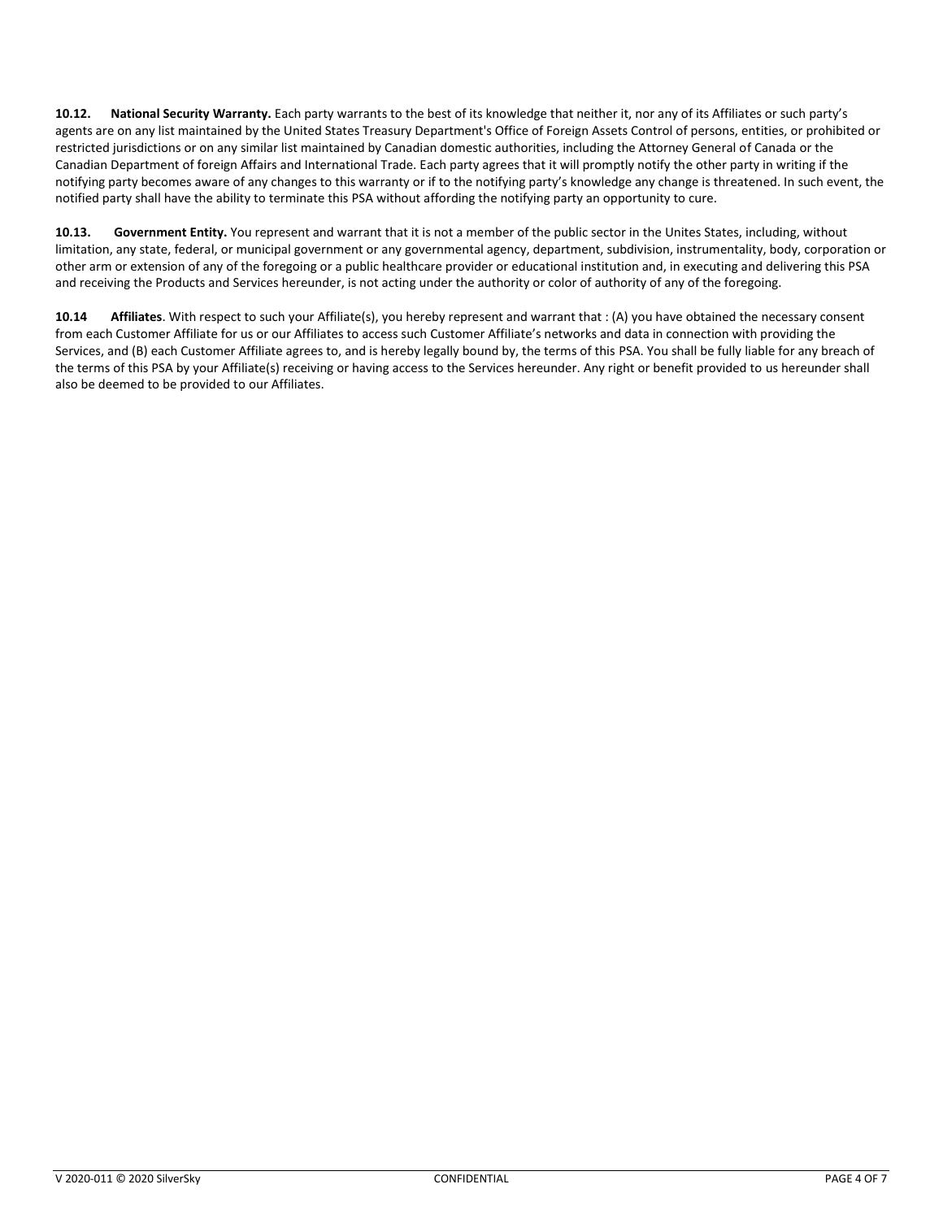**10.12. National Security Warranty.** Each party warrants to the best of its knowledge that neither it, nor any of its Affiliates or such party's agents are on any list maintained by the United States Treasury Department's Office of Foreign Assets Control of persons, entities, or prohibited or restricted jurisdictions or on any similar list maintained by Canadian domestic authorities, including the Attorney General of Canada or the Canadian Department of foreign Affairs and International Trade. Each party agrees that it will promptly notify the other party in writing if the notifying party becomes aware of any changes to this warranty or if to the notifying party's knowledge any change is threatened. In such event, the notified party shall have the ability to terminate this PSA without affording the notifying party an opportunity to cure.

**10.13. Government Entity.** You represent and warrant that it is not a member of the public sector in the Unites States, including, without limitation, any state, federal, or municipal government or any governmental agency, department, subdivision, instrumentality, body, corporation or other arm or extension of any of the foregoing or a public healthcare provider or educational institution and, in executing and delivering this PSA and receiving the Products and Services hereunder, is not acting under the authority or color of authority of any of the foregoing.

**10.14 Affiliates**. With respect to such your Affiliate(s), you hereby represent and warrant that : (A) you have obtained the necessary consent from each Customer Affiliate for us or our Affiliates to access such Customer Affiliate's networks and data in connection with providing the Services, and (B) each Customer Affiliate agrees to, and is hereby legally bound by, the terms of this PSA. You shall be fully liable for any breach of the terms of this PSA by your Affiliate(s) receiving or having access to the Services hereunder. Any right or benefit provided to us hereunder shall also be deemed to be provided to our Affiliates.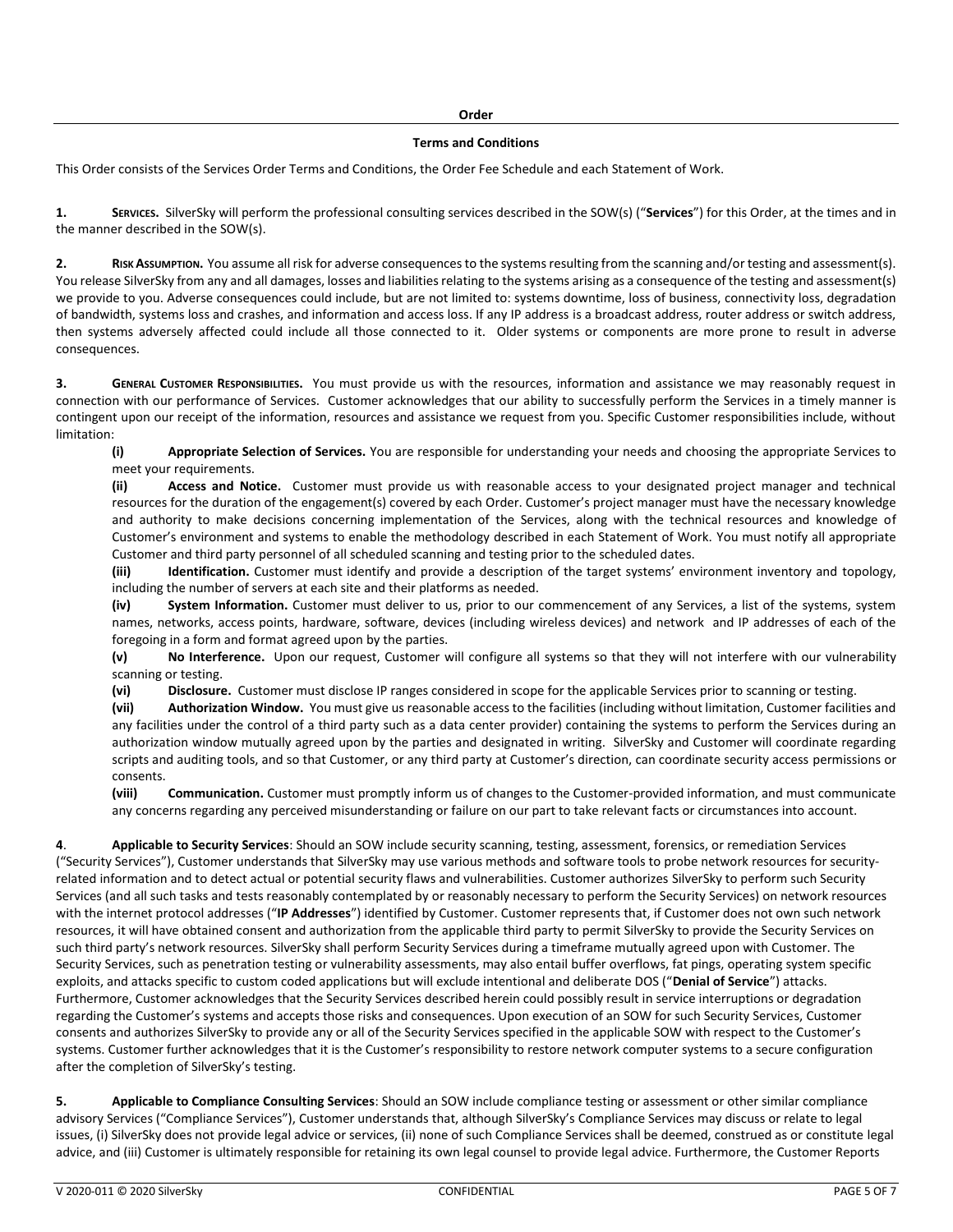**Order**

**Terms and Conditions**

This Order consists of the Services Order Terms and Conditions, the Order Fee Schedule and each Statement of Work.

**1. SERVICES.** SilverSky will perform the professional consulting services described in the SOW(s) ("**Services**") for this Order, at the times and in the manner described in the SOW(s).

**2. RISK ASSUMPTION.** You assume all risk for adverse consequences to the systems resulting from the scanning and/or testing and assessment(s). You release SilverSky from any and all damages, losses and liabilities relating to the systems arising as a consequence of the testing and assessment(s) we provide to you. Adverse consequences could include, but are not limited to: systems downtime, loss of business, connectivity loss, degradation of bandwidth, systems loss and crashes, and information and access loss. If any IP address is a broadcast address, router address or switch address, then systems adversely affected could include all those connected to it. Older systems or components are more prone to result in adverse consequences.

**3. GENERAL CUSTOMER RESPONSIBILITIES.** You must provide us with the resources, information and assistance we may reasonably request in connection with our performance of Services. Customer acknowledges that our ability to successfully perform the Services in a timely manner is contingent upon our receipt of the information, resources and assistance we request from you. Specific Customer responsibilities include, without limitation:

**(i) Appropriate Selection of Services.** You are responsible for understanding your needs and choosing the appropriate Services to meet your requirements.

**(ii) Access and Notice.** Customer must provide us with reasonable access to your designated project manager and technical resources for the duration of the engagement(s) covered by each Order. Customer's project manager must have the necessary knowledge and authority to make decisions concerning implementation of the Services, along with the technical resources and knowledge of Customer's environment and systems to enable the methodology described in each Statement of Work. You must notify all appropriate Customer and third party personnel of all scheduled scanning and testing prior to the scheduled dates.

**(iii) Identification.** Customer must identify and provide a description of the target systems' environment inventory and topology, including the number of servers at each site and their platforms as needed.

**(iv) System Information.** Customer must deliver to us, prior to our commencement of any Services, a list of the systems, system names, networks, access points, hardware, software, devices (including wireless devices) and network and IP addresses of each of the foregoing in a form and format agreed upon by the parties.

**(v) No Interference.** Upon our request, Customer will configure all systems so that they will not interfere with our vulnerability scanning or testing.

**(vi) Disclosure.** Customer must disclose IP ranges considered in scope for the applicable Services prior to scanning or testing.

**(vii) Authorization Window.** You must give us reasonable access to the facilities (including without limitation, Customer facilities and any facilities under the control of a third party such as a data center provider) containing the systems to perform the Services during an authorization window mutually agreed upon by the parties and designated in writing. SilverSky and Customer will coordinate regarding scripts and auditing tools, and so that Customer, or any third party at Customer's direction, can coordinate security access permissions or consents.

**(viii) Communication.** Customer must promptly inform us of changes to the Customer-provided information, and must communicate any concerns regarding any perceived misunderstanding or failure on our part to take relevant facts or circumstances into account.

**4. Applicable to Security Services**: Should an SOW include security scanning, testing, assessment, forensics, or remediation Services ("Security Services"), Customer understands that SilverSky may use various methods and software tools to probe network resources for security-related information and to detect actual or potential security flaws and vulnerabilities. Customer authorizes SilverSky to perform such Security Services (and all such tasks and tests reasonably contemplated by or reasonably necessary to perform the Security Services) on network resources with the internet protocol addresses ("**IP Addresses**") identified by Customer. Customer represents that, if Customer does not own such network resources, it will have obtained consent and authorization from the applicable third party to permit SilverSky to provide the Security Services on such third party's network resources. SilverSky shall perform Security Services during a timeframe mutually agreed upon with Customer. The Security Services, such as penetration testing or vulnerability assessments, may also entail buffer overflows, fat pings, operating system specific exploits, and attacks specific to custom coded applications but will exclude intentional and deliberate DOS ("**Denial of Service**") attacks. Furthermore, Customer acknowledges that the Security Services described herein could possibly result in service interruptions or degradation regarding the Customer's systems and accepts those risks and consequences. Upon execution of an SOW for such Security Services, Customer consents and authorizes SilverSky to provide any or all of the Security Services specified in the applicable SOW with respect to the Customer's systems. Customer further acknowledges that it is the Customer's responsibility to restore network computer systems to a secure configuration after the completion of SilverSky's testing.

**5. Applicable to Compliance Consulting Services**: Should an SOW include compliance testing or assessment or other similar compliance advisory Services ("Compliance Services"), Customer understands that, although SilverSky's Compliance Services may discuss or relate to legal issues, (i) SilverSky does not provide legal advice or services, (ii) none of such Compliance Services shall be deemed, construed as or constitute legal advice, and (iii) Customer is ultimately responsible for retaining its own legal counsel to provide legal advice. Furthermore, the Customer Reports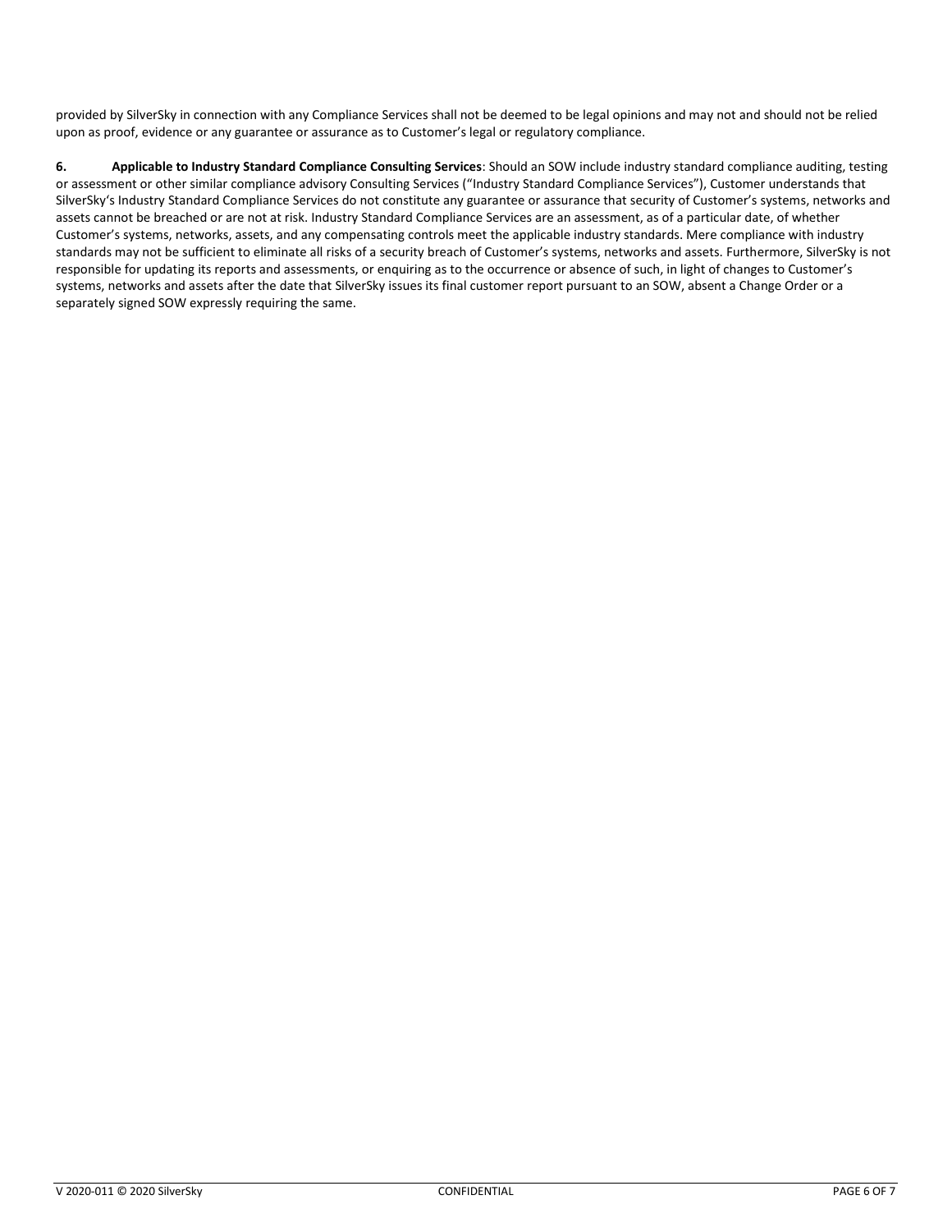provided by SilverSky in connection with any Compliance Services shall not be deemed to be legal opinions and may not and should not be relied upon as proof, evidence or any guarantee or assurance as to Customer's legal or regulatory compliance.

**6. Applicable to Industry Standard Compliance Consulting Services**: Should an SOW include industry standard compliance auditing, testing or assessment or other similar compliance advisory Consulting Services ("Industry Standard Compliance Services"), Customer understands that SilverSky's Industry Standard Compliance Services do not constitute any guarantee or assurance that security of Customer's systems, networks and assets cannot be breached or are not at risk. Industry Standard Compliance Services are an assessment, as of a particular date, of whether Customer's systems, networks, assets, and any compensating controls meet the applicable industry standards. Mere compliance with industry standards may not be sufficient to eliminate all risks of a security breach of Customer's systems, networks and assets. Furthermore, SilverSky is not responsible for updating its reports and assessments, or enquiring as to the occurrence or absence of such, in light of changes to Customer's systems, networks and assets after the date that SilverSky issues its final customer report pursuant to an SOW, absent a Change Order or a separately signed SOW expressly requiring the same.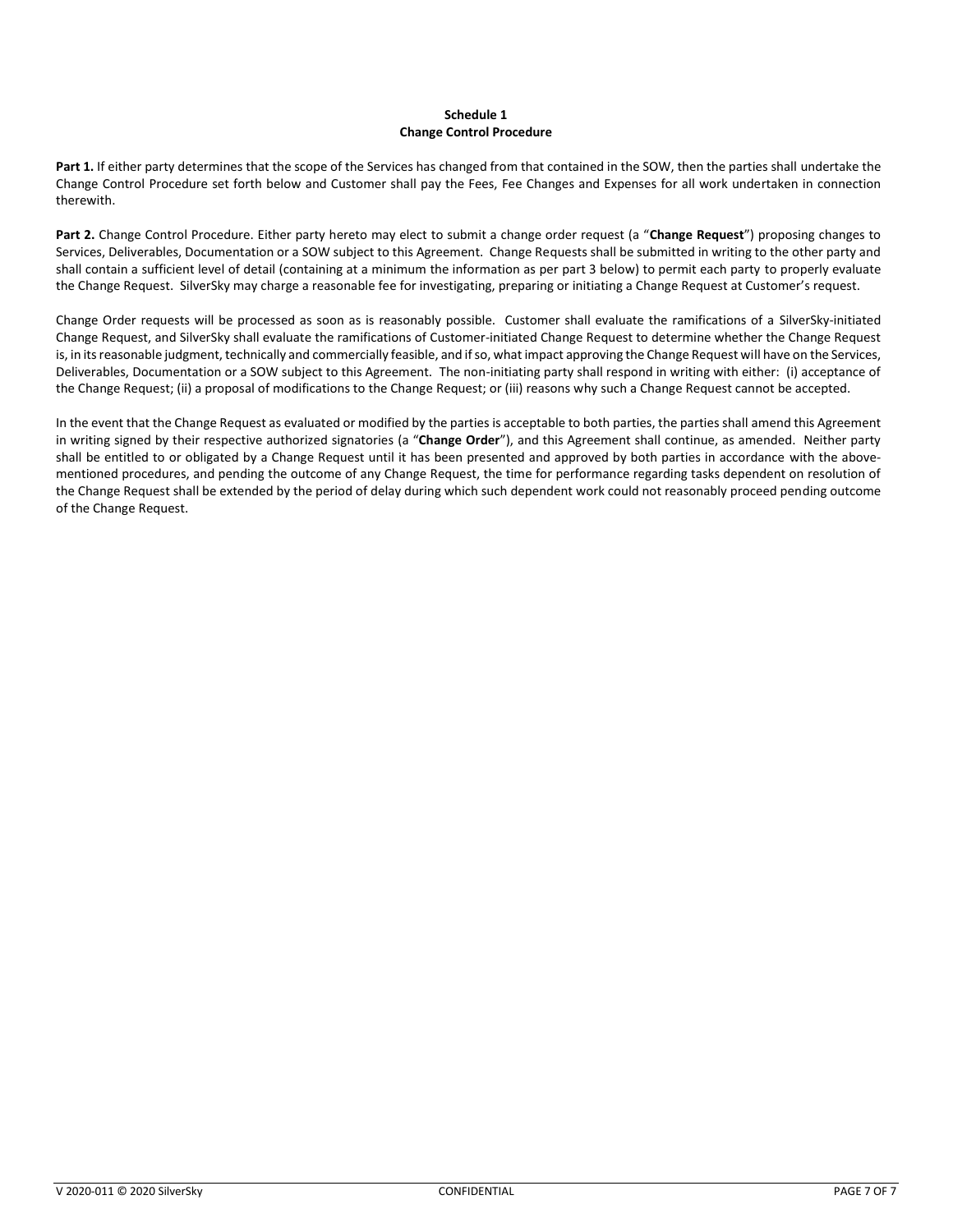**Schedule 1**
**Change Control Procedure**

**Part 1.** If either party determines that the scope of the Services has changed from that contained in the SOW, then the parties shall undertake the Change Control Procedure set forth below and Customer shall pay the Fees, Fee Changes and Expenses for all work undertaken in connection therewith.

**Part 2.** Change Control Procedure. Either party hereto may elect to submit a change order request (a "**Change Request**") proposing changes to Services, Deliverables, Documentation or a SOW subject to this Agreement. Change Requests shall be submitted in writing to the other party and shall contain a sufficient level of detail (containing at a minimum the information as per part 3 below) to permit each party to properly evaluate the Change Request. SilverSky may charge a reasonable fee for investigating, preparing or initiating a Change Request at Customer's request.

Change Order requests will be processed as soon as is reasonably possible. Customer shall evaluate the ramifications of a SilverSky-initiated Change Request, and SilverSky shall evaluate the ramifications of Customer-initiated Change Request to determine whether the Change Request is, in its reasonable judgment, technically and commercially feasible, and if so, what impact approving the Change Request will have on the Services, Deliverables, Documentation or a SOW subject to this Agreement. The non-initiating party shall respond in writing with either: (i) acceptance of the Change Request; (ii) a proposal of modifications to the Change Request; or (iii) reasons why such a Change Request cannot be accepted.

In the event that the Change Request as evaluated or modified by the parties is acceptable to both parties, the parties shall amend this Agreement in writing signed by their respective authorized signatories (a "**Change Order**"), and this Agreement shall continue, as amended. Neither party shall be entitled to or obligated by a Change Request until it has been presented and approved by both parties in accordance with the above-mentioned procedures, and pending the outcome of any Change Request, the time for performance regarding tasks dependent on resolution of the Change Request shall be extended by the period of delay during which such dependent work could not reasonably proceed pending outcome of the Change Request.